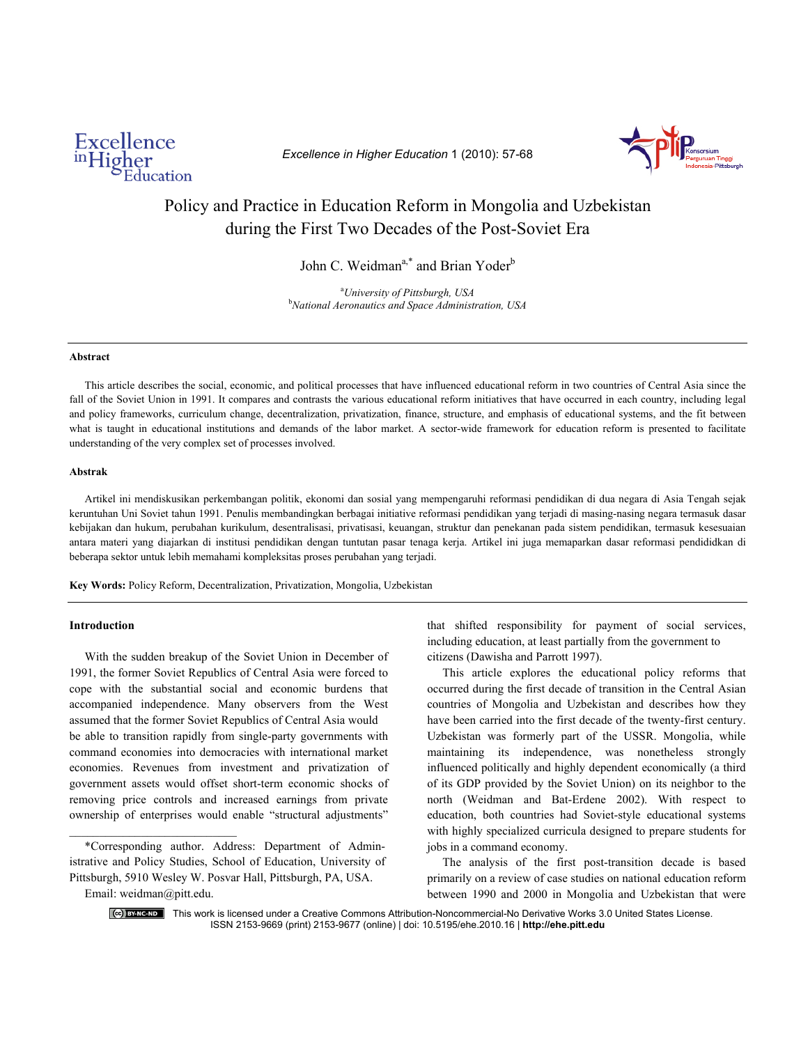# Policy and Practice in Education Reform in Mongolia and Uzbekistan during the First Two Decades of the Post-Soviet Era

John C. Weidman[a,*] and Brian Yoder[b]

[a]*University of Pittsburgh, USA*
[b]*National Aeronautics and Space Administration, USA*

---

### Abstract

This article describes the social, economic, and political processes that have influenced educational reform in two countries of Central Asia since the fall of the Soviet Union in 1991. It compares and contrasts the various educational reform initiatives that have occurred in each country, including legal and policy frameworks, curriculum change, decentralization, privatization, finance, structure, and emphasis of educational systems, and the fit between what is taught in educational institutions and demands of the labor market. A sector-wide framework for education reform is presented to facilitate understanding of the very complex set of processes involved.

### Abstrak

Artikel ini mendiskusikan perkembangan politik, ekonomi dan sosial yang mempengaruhi reformasi pendidikan di dua negara di Asia Tengah sejak keruntuhan Uni Soviet tahun 1991. Penulis membandingkan berbagai initiative reformasi pendidikan yang terjadi di masing-nasing negara termasuk dasar kebijakan dan hukum, perubahan kurikulum, desentralisasi, privatisasi, keuangan, struktur dan penekanan pada sistem pendidikan, termasuk kesesuaian antara materi yang diajarkan di institusi pendidikan dengan tuntutan pasar tenaga kerja. Artikel ini juga memaparkan dasar reformasi pendididkan di beberapa sektor untuk lebih memahami kompleksitas proses perubahan yang terjadi.

**Key Words:** Policy Reform, Decentralization, Privatization, Mongolia, Uzbekistan

---

### Introduction

With the sudden breakup of the Soviet Union in December of 1991, the former Soviet Republics of Central Asia were forced to cope with the substantial social and economic burdens that accompanied independence. Many observers from the West assumed that the former Soviet Republics of Central Asia would be able to transition rapidly from single-party governments with command economies into democracies with international market economies. Revenues from investment and privatization of government assets would offset short-term economic shocks of removing price controls and increased earnings from private ownership of enterprises would enable "structural adjustments" that shifted responsibility for payment of social services, including education, at least partially from the government to citizens (Dawisha and Parrott 1997).

This article explores the educational policy reforms that occurred during the first decade of transition in the Central Asian countries of Mongolia and Uzbekistan and describes how they have been carried into the first decade of the twenty-first century. Uzbekistan was formerly part of the USSR. Mongolia, while maintaining its independence, was nonetheless strongly influenced politically and highly dependent economically (a third of its GDP provided by the Soviet Union) on its neighbor to the north (Weidman and Bat-Erdene 2002). With respect to education, both countries had Soviet-style educational systems with highly specialized curricula designed to prepare students for jobs in a command economy.

The analysis of the first post-transition decade is based primarily on a review of case studies on national education reform between 1990 and 2000 in Mongolia and Uzbekistan that were

---

*Corresponding author. Address: Department of Administrative and Policy Studies, School of Education, University of Pittsburgh, 5910 Wesley W. Posvar Hall, Pittsburgh, PA, USA.
Email: weidman@pitt.edu.

This work is licensed under a Creative Commons Attribution-Noncommercial-No Derivative Works 3.0 United States License.
ISSN 2153-9669 (print) 2153-9677 (online) | doi: 10.5195/ehe.2010.16 | **http://ehe.pitt.edu**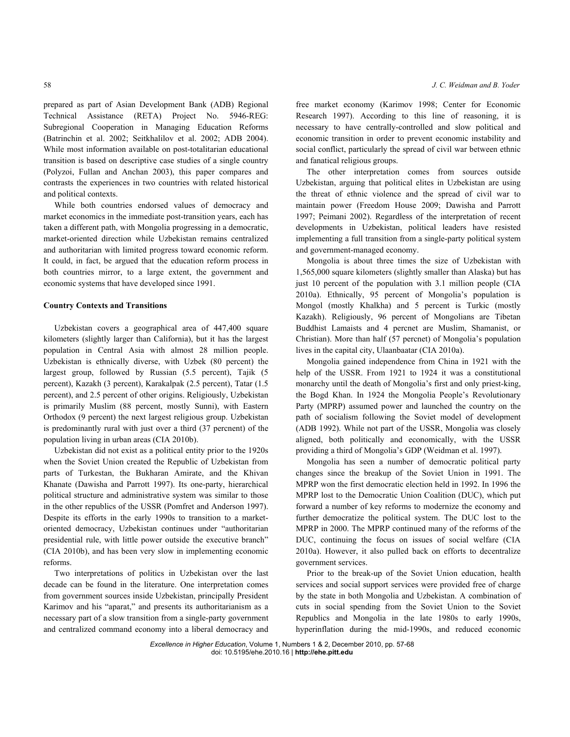prepared as part of Asian Development Bank (ADB) Regional Technical Assistance (RETA) Project No. 5946-REG: Subregional Cooperation in Managing Education Reforms (Batrinchin et al. 2002; Seitkhalilov et al. 2002; ADB 2004). While most information available on post-totalitarian educational transition is based on descriptive case studies of a single country (Polyzoi, Fullan and Anchan 2003), this paper compares and contrasts the experiences in two countries with related historical and political contexts.

While both countries endorsed values of democracy and market economics in the immediate post-transition years, each has taken a different path, with Mongolia progressing in a democratic, market-oriented direction while Uzbekistan remains centralized and authoritarian with limited progress toward economic reform. It could, in fact, be argued that the education reform process in both countries mirror, to a large extent, the government and economic systems that have developed since 1991.

**Country Contexts and Transitions**

Uzbekistan covers a geographical area of 447,400 square kilometers (slightly larger than California), but it has the largest population in Central Asia with almost 28 million people. Uzbekistan is ethnically diverse, with Uzbek (80 percent) the largest group, followed by Russian (5.5 percent), Tajik (5 percent), Kazakh (3 percent), Karakalpak (2.5 percent), Tatar (1.5 percent), and 2.5 percent of other origins. Religiously, Uzbekistan is primarily Muslim (88 percent, mostly Sunni), with Eastern Orthodox (9 percent) the next largest religious group. Uzbekistan is predominantly rural with just over a third (37 percnent) of the population living in urban areas (CIA 2010b).

Uzbekistan did not exist as a political entity prior to the 1920s when the Soviet Union created the Republic of Uzbekistan from parts of Turkestan, the Bukharan Amirate, and the Khivan Khanate (Dawisha and Parrott 1997). Its one-party, hierarchical political structure and administrative system was similar to those in the other republics of the USSR (Pomfret and Anderson 1997). Despite its efforts in the early 1990s to transition to a market-oriented democracy, Uzbekistan continues under "authoritarian presidential rule, with little power outside the executive branch" (CIA 2010b), and has been very slow in implementing economic reforms.

Two interpretations of politics in Uzbekistan over the last decade can be found in the literature. One interpretation comes from government sources inside Uzbekistan, principally President Karimov and his "aparat," and presents its authoritarianism as a necessary part of a slow transition from a single-party government and centralized command economy into a liberal democracy and free market economy (Karimov 1998; Center for Economic Research 1997). According to this line of reasoning, it is necessary to have centrally-controlled and slow political and economic transition in order to prevent economic instability and social conflict, particularly the spread of civil war between ethnic and fanatical religious groups.

The other interpretation comes from sources outside Uzbekistan, arguing that political elites in Uzbekistan are using the threat of ethnic violence and the spread of civil war to maintain power (Freedom House 2009; Dawisha and Parrott 1997; Peimani 2002). Regardless of the interpretation of recent developments in Uzbekistan, political leaders have resisted implementing a full transition from a single-party political system and government-managed economy.

Mongolia is about three times the size of Uzbekistan with 1,565,000 square kilometers (slightly smaller than Alaska) but has just 10 percent of the population with 3.1 million people (CIA 2010a). Ethnically, 95 percent of Mongolia's population is Mongol (mostly Khalkha) and 5 percent is Turkic (mostly Kazakh). Religiously, 96 percent of Mongolians are Tibetan Buddhist Lamaists and 4 percnet are Muslim, Shamanist, or Christian). More than half (57 percnet) of Mongolia's population lives in the capital city, Ulaanbaatar (CIA 2010a).

Mongolia gained independence from China in 1921 with the help of the USSR. From 1921 to 1924 it was a constitutional monarchy until the death of Mongolia's first and only priest-king, the Bogd Khan. In 1924 the Mongolia People's Revolutionary Party (MPRP) assumed power and launched the country on the path of socialism following the Soviet model of development (ADB 1992). While not part of the USSR, Mongolia was closely aligned, both politically and economically, with the USSR providing a third of Mongolia's GDP (Weidman et al. 1997).

Mongolia has seen a number of democratic political party changes since the breakup of the Soviet Union in 1991. The MPRP won the first democratic election held in 1992. In 1996 the MPRP lost to the Democratic Union Coalition (DUC), which put forward a number of key reforms to modernize the economy and further democratize the political system. The DUC lost to the MPRP in 2000. The MPRP continued many of the reforms of the DUC, continuing the focus on issues of social welfare (CIA 2010a). However, it also pulled back on efforts to decentralize government services.

Prior to the break-up of the Soviet Union education, health services and social support services were provided free of charge by the state in both Mongolia and Uzbekistan. A combination of cuts in social spending from the Soviet Union to the Soviet Republics and Mongolia in the late 1980s to early 1990s, hyperinflation during the mid-1990s, and reduced economic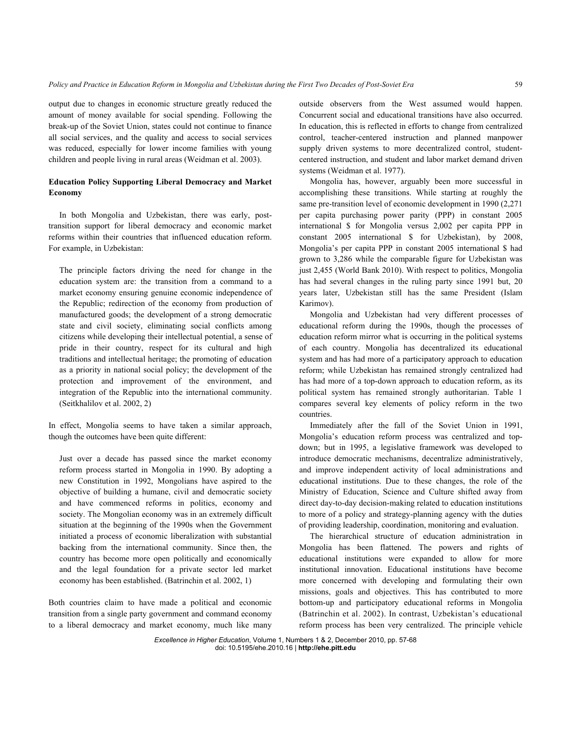output due to changes in economic structure greatly reduced the amount of money available for social spending. Following the break-up of the Soviet Union, states could not continue to finance all social services, and the quality and access to social services was reduced, especially for lower income families with young children and people living in rural areas (Weidman et al. 2003).

### Education Policy Supporting Liberal Democracy and Market Economy

In both Mongolia and Uzbekistan, there was early, post-transition support for liberal democracy and economic market reforms within their countries that influenced education reform. For example, in Uzbekistan:

> The principle factors driving the need for change in the education system are: the transition from a command to a market economy ensuring genuine economic independence of the Republic; redirection of the economy from production of manufactured goods; the development of a strong democratic state and civil society, eliminating social conflicts among citizens while developing their intellectual potential, a sense of pride in their country, respect for its cultural and high traditions and intellectual heritage; the promoting of education as a priority in national social policy; the development of the protection and improvement of the environment, and integration of the Republic into the international community. (Seitkhalilov et al. 2002, 2)

In effect, Mongolia seems to have taken a similar approach, though the outcomes have been quite different:

> Just over a decade has passed since the market economy reform process started in Mongolia in 1990. By adopting a new Constitution in 1992, Mongolians have aspired to the objective of building a humane, civil and democratic society and have commenced reforms in politics, economy and society. The Mongolian economy was in an extremely difficult situation at the beginning of the 1990s when the Government initiated a process of economic liberalization with substantial backing from the international community. Since then, the country has become more open politically and economically and the legal foundation for a private sector led market economy has been established. (Batrinchin et al. 2002, 1)

Both countries claim to have made a political and economic transition from a single party government and command economy to a liberal democracy and market economy, much like many outside observers from the West assumed would happen. Concurrent social and educational transitions have also occurred. In education, this is reflected in efforts to change from centralized control, teacher-centered instruction and planned manpower supply driven systems to more decentralized control, student-centered instruction, and student and labor market demand driven systems (Weidman et al. 1977).

Mongolia has, however, arguably been more successful in accomplishing these transitions. While starting at roughly the same pre-transition level of economic development in 1990 (2,271 per capita purchasing power parity (PPP) in constant 2005 international $ for Mongolia versus 2,002 per capita PPP in constant 2005 international $ for Uzbekistan), by 2008, Mongolia's per capita PPP in constant 2005 international $ had grown to 3,286 while the comparable figure for Uzbekistan was just 2,455 (World Bank 2010). With respect to politics, Mongolia has had several changes in the ruling party since 1991 but, 20 years later, Uzbekistan still has the same President (Islam Karimov).

Mongolia and Uzbekistan had very different processes of educational reform during the 1990s, though the processes of education reform mirror what is occurring in the political systems of each country. Mongolia has decentralized its educational system and has had more of a participatory approach to education reform; while Uzbekistan has remained strongly centralized had has had more of a top-down approach to education reform, as its political system has remained strongly authoritarian. Table 1 compares several key elements of policy reform in the two countries.

Immediately after the fall of the Soviet Union in 1991, Mongolia's education reform process was centralized and top-down; but in 1995, a legislative framework was developed to introduce democratic mechanisms, decentralize administratively, and improve independent activity of local administrations and educational institutions. Due to these changes, the role of the Ministry of Education, Science and Culture shifted away from direct day-to-day decision-making related to education institutions to more of a policy and strategy-planning agency with the duties of providing leadership, coordination, monitoring and evaluation.

The hierarchical structure of education administration in Mongolia has been flattened. The powers and rights of educational institutions were expanded to allow for more institutional innovation. Educational institutions have become more concerned with developing and formulating their own missions, goals and objectives. This has contributed to more bottom-up and participatory educational reforms in Mongolia (Batrinchin et al. 2002). In contrast, Uzbekistan's educational reform process has been very centralized. The principle vehicle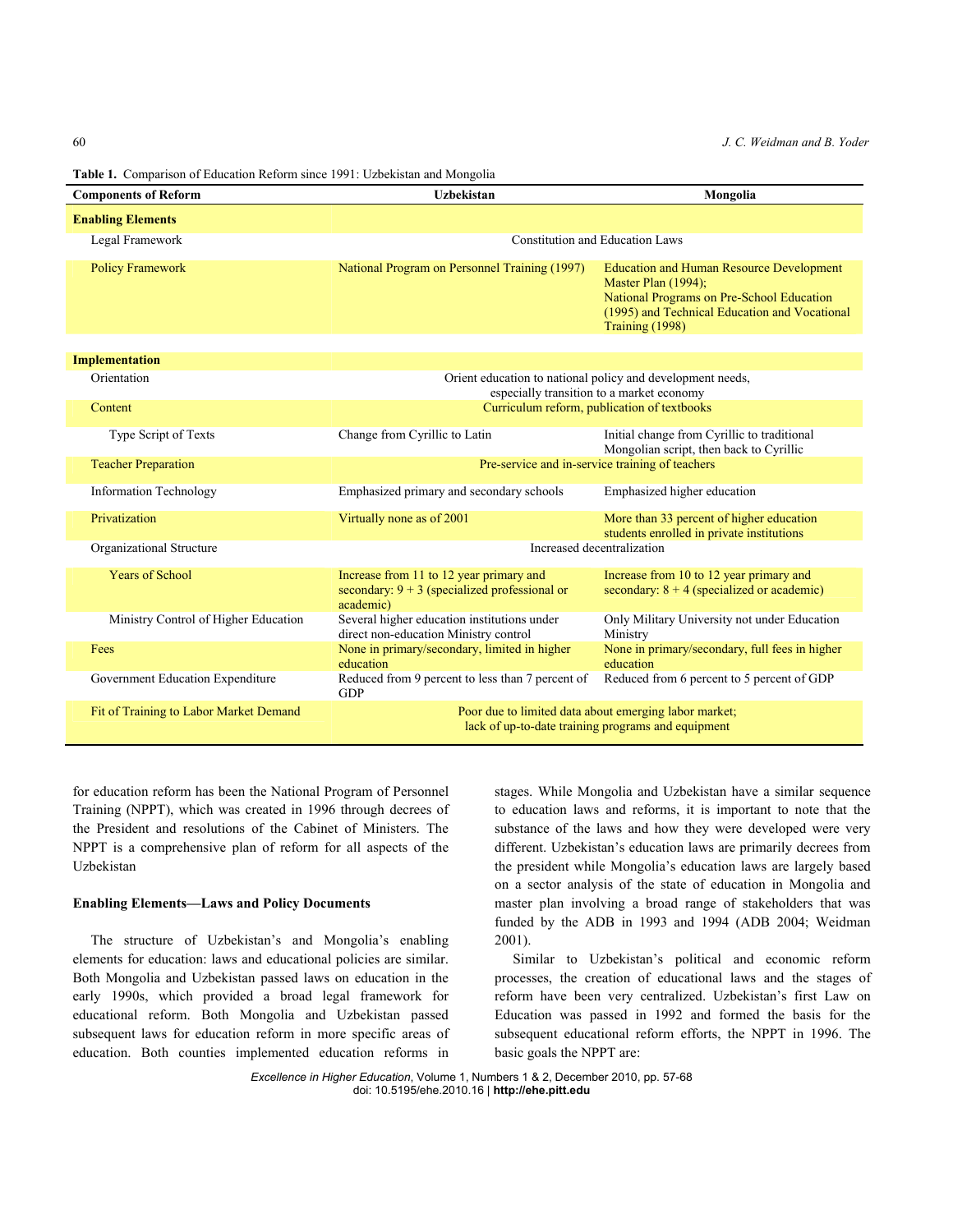**Table 1.** Comparison of Education Reform since 1991: Uzbekistan and Mongolia

| Components of Reform | Uzbekistan | Mongolia |
|---|---|---|
| **Enabling Elements** | | |
| Legal Framework | Constitution and Education Laws | |
| Policy Framework | National Program on Personnel Training (1997) | Education and Human Resource Development Master Plan (1994); National Programs on Pre-School Education (1995) and Technical Education and Vocational Training (1998) |
| **Implementation** | | |
| Orientation | Orient education to national policy and development needs, especially transition to a market economy | |
| Content | Curriculum reform, publication of textbooks | |
| Type Script of Texts | Change from Cyrillic to Latin | Initial change from Cyrillic to traditional Mongolian script, then back to Cyrillic |
| Teacher Preparation | Pre-service and in-service training of teachers | |
| Information Technology | Emphasized primary and secondary schools | Emphasized higher education |
| Privatization | Virtually none as of 2001 | More than 33 percent of higher education students enrolled in private institutions |
| Organizational Structure | Increased decentralization | |
| Years of School | Increase from 11 to 12 year primary and secondary: 9 + 3 (specialized professional or academic) | Increase from 10 to 12 year primary and secondary: 8 + 4 (specialized or academic) |
| Ministry Control of Higher Education | Several higher education institutions under direct non-education Ministry control | Only Military University not under Education Ministry |
| Fees | None in primary/secondary, limited in higher education | None in primary/secondary, full fees in higher education |
| Government Education Expenditure | Reduced from 9 percent to less than 7 percent of GDP | Reduced from 6 percent to 5 percent of GDP |
| Fit of Training to Labor Market Demand | Poor due to limited data about emerging labor market; lack of up-to-date training programs and equipment | |

for education reform has been the National Program of Personnel Training (NPPT), which was created in 1996 through decrees of the President and resolutions of the Cabinet of Ministers. The NPPT is a comprehensive plan of reform for all aspects of the Uzbekistan

### Enabling Elements—Laws and Policy Documents

The structure of Uzbekistan's and Mongolia's enabling elements for education: laws and educational policies are similar. Both Mongolia and Uzbekistan passed laws on education in the early 1990s, which provided a broad legal framework for educational reform. Both Mongolia and Uzbekistan passed subsequent laws for education reform in more specific areas of education. Both counties implemented education reforms in stages. While Mongolia and Uzbekistan have a similar sequence to education laws and reforms, it is important to note that the substance of the laws and how they were developed were very different. Uzbekistan's education laws are primarily decrees from the president while Mongolia's education laws are largely based on a sector analysis of the state of education in Mongolia and master plan involving a broad range of stakeholders that was funded by the ADB in 1993 and 1994 (ADB 2004; Weidman 2001).

Similar to Uzbekistan's political and economic reform processes, the creation of educational laws and the stages of reform have been very centralized. Uzbekistan's first Law on Education was passed in 1992 and formed the basis for the subsequent educational reform efforts, the NPPT in 1996. The basic goals the NPPT are: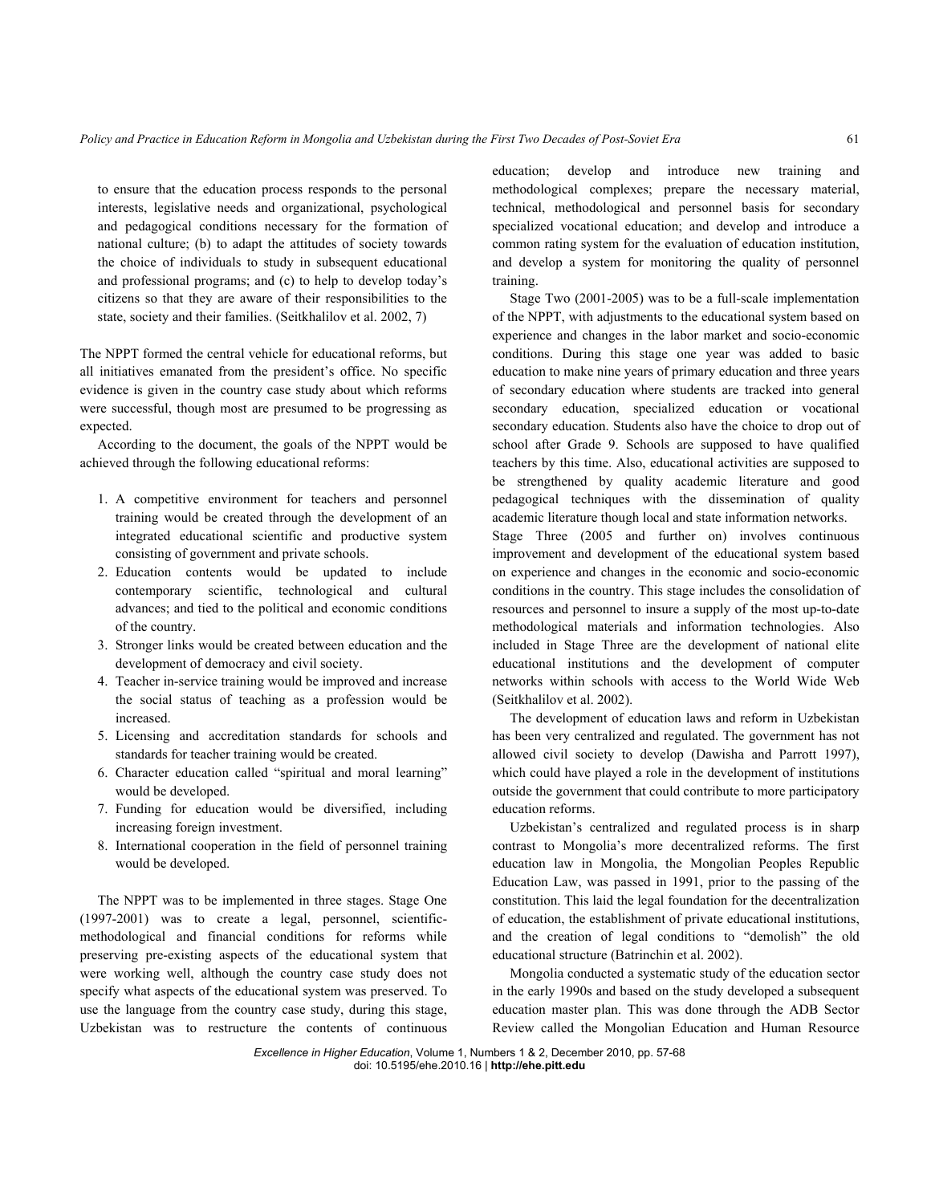to ensure that the education process responds to the personal interests, legislative needs and organizational, psychological and pedagogical conditions necessary for the formation of national culture; (b) to adapt the attitudes of society towards the choice of individuals to study in subsequent educational and professional programs; and (c) to help to develop today's citizens so that they are aware of their responsibilities to the state, society and their families. (Seitkhalilov et al. 2002, 7)

The NPPT formed the central vehicle for educational reforms, but all initiatives emanated from the president's office. No specific evidence is given in the country case study about which reforms were successful, though most are presumed to be progressing as expected.

According to the document, the goals of the NPPT would be achieved through the following educational reforms:

1. A competitive environment for teachers and personnel training would be created through the development of an integrated educational scientific and productive system consisting of government and private schools.
2. Education contents would be updated to include contemporary scientific, technological and cultural advances; and tied to the political and economic conditions of the country.
3. Stronger links would be created between education and the development of democracy and civil society.
4. Teacher in-service training would be improved and increase the social status of teaching as a profession would be increased.
5. Licensing and accreditation standards for schools and standards for teacher training would be created.
6. Character education called "spiritual and moral learning" would be developed.
7. Funding for education would be diversified, including increasing foreign investment.
8. International cooperation in the field of personnel training would be developed.

The NPPT was to be implemented in three stages. Stage One (1997-2001) was to create a legal, personnel, scientific-methodological and financial conditions for reforms while preserving pre-existing aspects of the educational system that were working well, although the country case study does not specify what aspects of the educational system was preserved. To use the language from the country case study, during this stage, Uzbekistan was to restructure the contents of continuous education; develop and introduce new training and methodological complexes; prepare the necessary material, technical, methodological and personnel basis for secondary specialized vocational education; and develop and introduce a common rating system for the evaluation of education institution, and develop a system for monitoring the quality of personnel training.

Stage Two (2001-2005) was to be a full-scale implementation of the NPPT, with adjustments to the educational system based on experience and changes in the labor market and socio-economic conditions. During this stage one year was added to basic education to make nine years of primary education and three years of secondary education where students are tracked into general secondary education, specialized education or vocational secondary education. Students also have the choice to drop out of school after Grade 9. Schools are supposed to have qualified teachers by this time. Also, educational activities are supposed to be strengthened by quality academic literature and good pedagogical techniques with the dissemination of quality academic literature though local and state information networks.

Stage Three (2005 and further on) involves continuous improvement and development of the educational system based on experience and changes in the economic and socio-economic conditions in the country. This stage includes the consolidation of resources and personnel to insure a supply of the most up-to-date methodological materials and information technologies. Also included in Stage Three are the development of national elite educational institutions and the development of computer networks within schools with access to the World Wide Web (Seitkhalilov et al. 2002).

The development of education laws and reform in Uzbekistan has been very centralized and regulated. The government has not allowed civil society to develop (Dawisha and Parrott 1997), which could have played a role in the development of institutions outside the government that could contribute to more participatory education reforms.

Uzbekistan's centralized and regulated process is in sharp contrast to Mongolia's more decentralized reforms. The first education law in Mongolia, the Mongolian Peoples Republic Education Law, was passed in 1991, prior to the passing of the constitution. This laid the legal foundation for the decentralization of education, the establishment of private educational institutions, and the creation of legal conditions to "demolish" the old educational structure (Batrinchin et al. 2002).

Mongolia conducted a systematic study of the education sector in the early 1990s and based on the study developed a subsequent education master plan. This was done through the ADB Sector Review called the Mongolian Education and Human Resource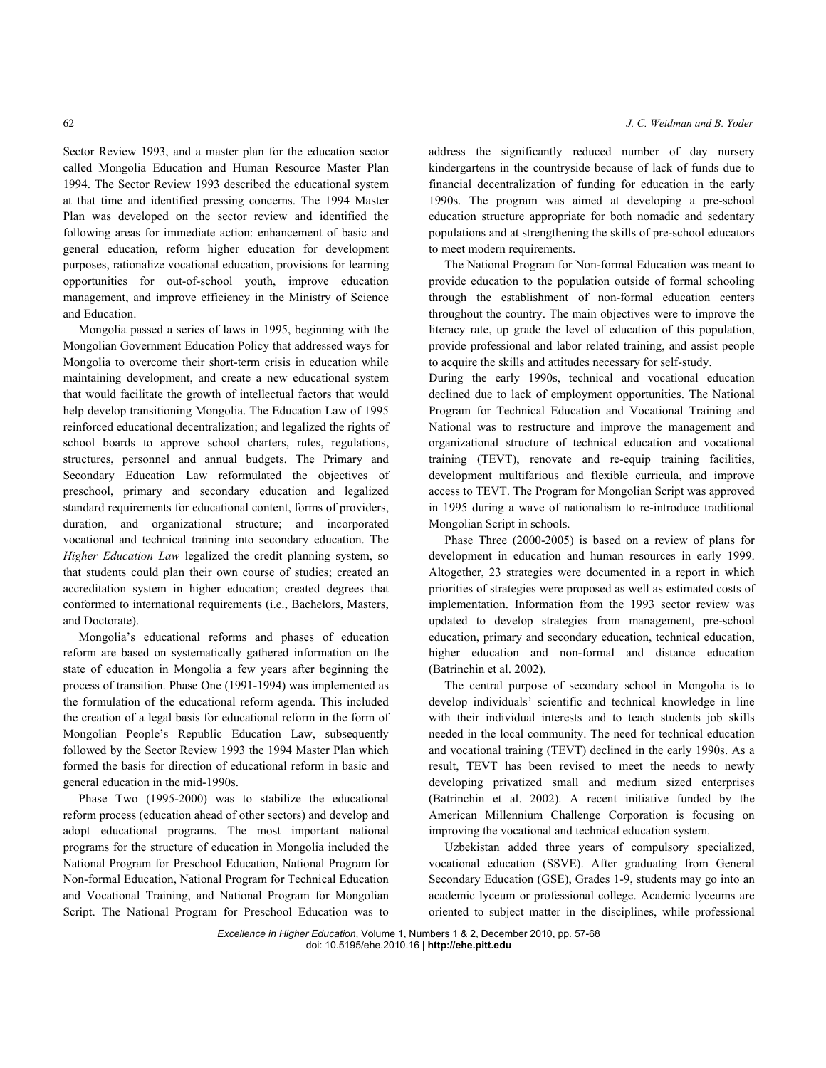Sector Review 1993, and a master plan for the education sector called Mongolia Education and Human Resource Master Plan 1994. The Sector Review 1993 described the educational system at that time and identified pressing concerns. The 1994 Master Plan was developed on the sector review and identified the following areas for immediate action: enhancement of basic and general education, reform higher education for development purposes, rationalize vocational education, provisions for learning opportunities for out-of-school youth, improve education management, and improve efficiency in the Ministry of Science and Education.

Mongolia passed a series of laws in 1995, beginning with the Mongolian Government Education Policy that addressed ways for Mongolia to overcome their short-term crisis in education while maintaining development, and create a new educational system that would facilitate the growth of intellectual factors that would help develop transitioning Mongolia. The Education Law of 1995 reinforced educational decentralization; and legalized the rights of school boards to approve school charters, rules, regulations, structures, personnel and annual budgets. The Primary and Secondary Education Law reformulated the objectives of preschool, primary and secondary education and legalized standard requirements for educational content, forms of providers, duration, and organizational structure; and incorporated vocational and technical training into secondary education. The *Higher Education Law* legalized the credit planning system, so that students could plan their own course of studies; created an accreditation system in higher education; created degrees that conformed to international requirements (i.e., Bachelors, Masters, and Doctorate).

Mongolia's educational reforms and phases of education reform are based on systematically gathered information on the state of education in Mongolia a few years after beginning the process of transition. Phase One (1991-1994) was implemented as the formulation of the educational reform agenda. This included the creation of a legal basis for educational reform in the form of Mongolian People's Republic Education Law, subsequently followed by the Sector Review 1993 the 1994 Master Plan which formed the basis for direction of educational reform in basic and general education in the mid-1990s.

Phase Two (1995-2000) was to stabilize the educational reform process (education ahead of other sectors) and develop and adopt educational programs. The most important national programs for the structure of education in Mongolia included the National Program for Preschool Education, National Program for Non-formal Education, National Program for Technical Education and Vocational Training, and National Program for Mongolian Script. The National Program for Preschool Education was to address the significantly reduced number of day nursery kindergartens in the countryside because of lack of funds due to financial decentralization of funding for education in the early 1990s. The program was aimed at developing a pre-school education structure appropriate for both nomadic and sedentary populations and at strengthening the skills of pre-school educators to meet modern requirements.

The National Program for Non-formal Education was meant to provide education to the population outside of formal schooling through the establishment of non-formal education centers throughout the country. The main objectives were to improve the literacy rate, up grade the level of education of this population, provide professional and labor related training, and assist people to acquire the skills and attitudes necessary for self-study.

During the early 1990s, technical and vocational education declined due to lack of employment opportunities. The National Program for Technical Education and Vocational Training and National was to restructure and improve the management and organizational structure of technical education and vocational training (TEVT), renovate and re-equip training facilities, development multifarious and flexible curricula, and improve access to TEVT. The Program for Mongolian Script was approved in 1995 during a wave of nationalism to re-introduce traditional Mongolian Script in schools.

Phase Three (2000-2005) is based on a review of plans for development in education and human resources in early 1999. Altogether, 23 strategies were documented in a report in which priorities of strategies were proposed as well as estimated costs of implementation. Information from the 1993 sector review was updated to develop strategies from management, pre-school education, primary and secondary education, technical education, higher education and non-formal and distance education (Batrinchin et al. 2002).

The central purpose of secondary school in Mongolia is to develop individuals' scientific and technical knowledge in line with their individual interests and to teach students job skills needed in the local community. The need for technical education and vocational training (TEVT) declined in the early 1990s. As a result, TEVT has been revised to meet the needs to newly developing privatized small and medium sized enterprises (Batrinchin et al. 2002). A recent initiative funded by the American Millennium Challenge Corporation is focusing on improving the vocational and technical education system.

Uzbekistan added three years of compulsory specialized, vocational education (SSVE). After graduating from General Secondary Education (GSE), Grades 1-9, students may go into an academic lyceum or professional college. Academic lyceums are oriented to subject matter in the disciplines, while professional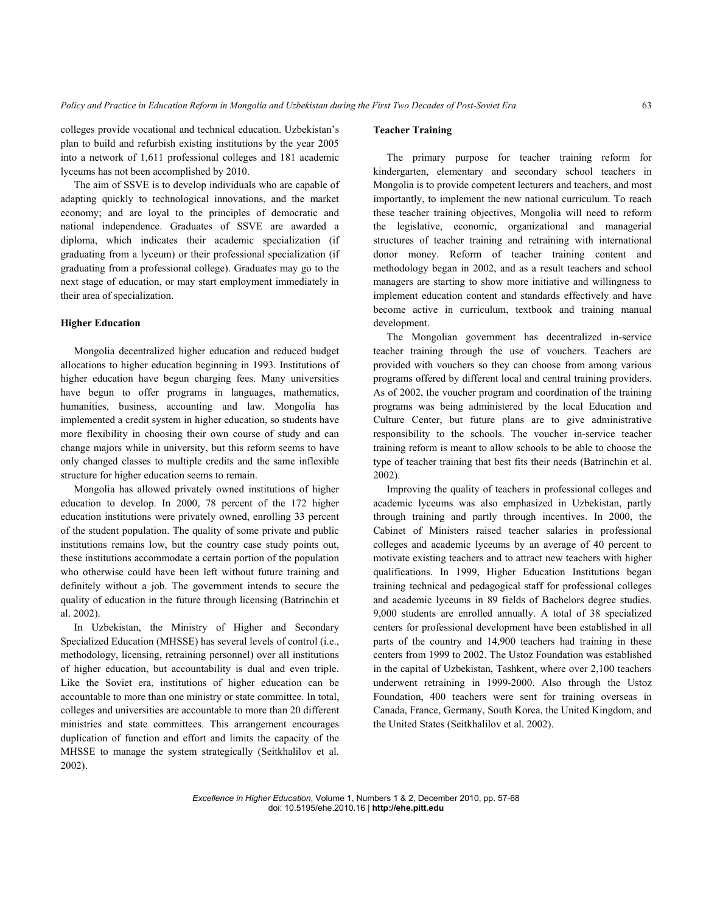colleges provide vocational and technical education. Uzbekistan's plan to build and refurbish existing institutions by the year 2005 into a network of 1,611 professional colleges and 181 academic lyceums has not been accomplished by 2010.

The aim of SSVE is to develop individuals who are capable of adapting quickly to technological innovations, and the market economy; and are loyal to the principles of democratic and national independence. Graduates of SSVE are awarded a diploma, which indicates their academic specialization (if graduating from a lyceum) or their professional specialization (if graduating from a professional college). Graduates may go to the next stage of education, or may start employment immediately in their area of specialization.

**Higher Education**

Mongolia decentralized higher education and reduced budget allocations to higher education beginning in 1993. Institutions of higher education have begun charging fees. Many universities have begun to offer programs in languages, mathematics, humanities, business, accounting and law. Mongolia has implemented a credit system in higher education, so students have more flexibility in choosing their own course of study and can change majors while in university, but this reform seems to have only changed classes to multiple credits and the same inflexible structure for higher education seems to remain.

Mongolia has allowed privately owned institutions of higher education to develop. In 2000, 78 percent of the 172 higher education institutions were privately owned, enrolling 33 percent of the student population. The quality of some private and public institutions remains low, but the country case study points out, these institutions accommodate a certain portion of the population who otherwise could have been left without future training and definitely without a job. The government intends to secure the quality of education in the future through licensing (Batrinchin et al. 2002).

In Uzbekistan, the Ministry of Higher and Secondary Specialized Education (MHSSE) has several levels of control (i.e., methodology, licensing, retraining personnel) over all institutions of higher education, but accountability is dual and even triple. Like the Soviet era, institutions of higher education can be accountable to more than one ministry or state committee. In total, colleges and universities are accountable to more than 20 different ministries and state committees. This arrangement encourages duplication of function and effort and limits the capacity of the MHSSE to manage the system strategically (Seitkhalilov et al. 2002).

**Teacher Training**

The primary purpose for teacher training reform for kindergarten, elementary and secondary school teachers in Mongolia is to provide competent lecturers and teachers, and most importantly, to implement the new national curriculum. To reach these teacher training objectives, Mongolia will need to reform the legislative, economic, organizational and managerial structures of teacher training and retraining with international donor money. Reform of teacher training content and methodology began in 2002, and as a result teachers and school managers are starting to show more initiative and willingness to implement education content and standards effectively and have become active in curriculum, textbook and training manual development.

The Mongolian government has decentralized in-service teacher training through the use of vouchers. Teachers are provided with vouchers so they can choose from among various programs offered by different local and central training providers. As of 2002, the voucher program and coordination of the training programs was being administered by the local Education and Culture Center, but future plans are to give administrative responsibility to the schools. The voucher in-service teacher training reform is meant to allow schools to be able to choose the type of teacher training that best fits their needs (Batrinchin et al. 2002).

Improving the quality of teachers in professional colleges and academic lyceums was also emphasized in Uzbekistan, partly through training and partly through incentives. In 2000, the Cabinet of Ministers raised teacher salaries in professional colleges and academic lyceums by an average of 40 percent to motivate existing teachers and to attract new teachers with higher qualifications. In 1999, Higher Education Institutions began training technical and pedagogical staff for professional colleges and academic lyceums in 89 fields of Bachelors degree studies. 9,000 students are enrolled annually. A total of 38 specialized centers for professional development have been established in all parts of the country and 14,900 teachers had training in these centers from 1999 to 2002. The Ustoz Foundation was established in the capital of Uzbekistan, Tashkent, where over 2,100 teachers underwent retraining in 1999-2000. Also through the Ustoz Foundation, 400 teachers were sent for training overseas in Canada, France, Germany, South Korea, the United Kingdom, and the United States (Seitkhalilov et al. 2002).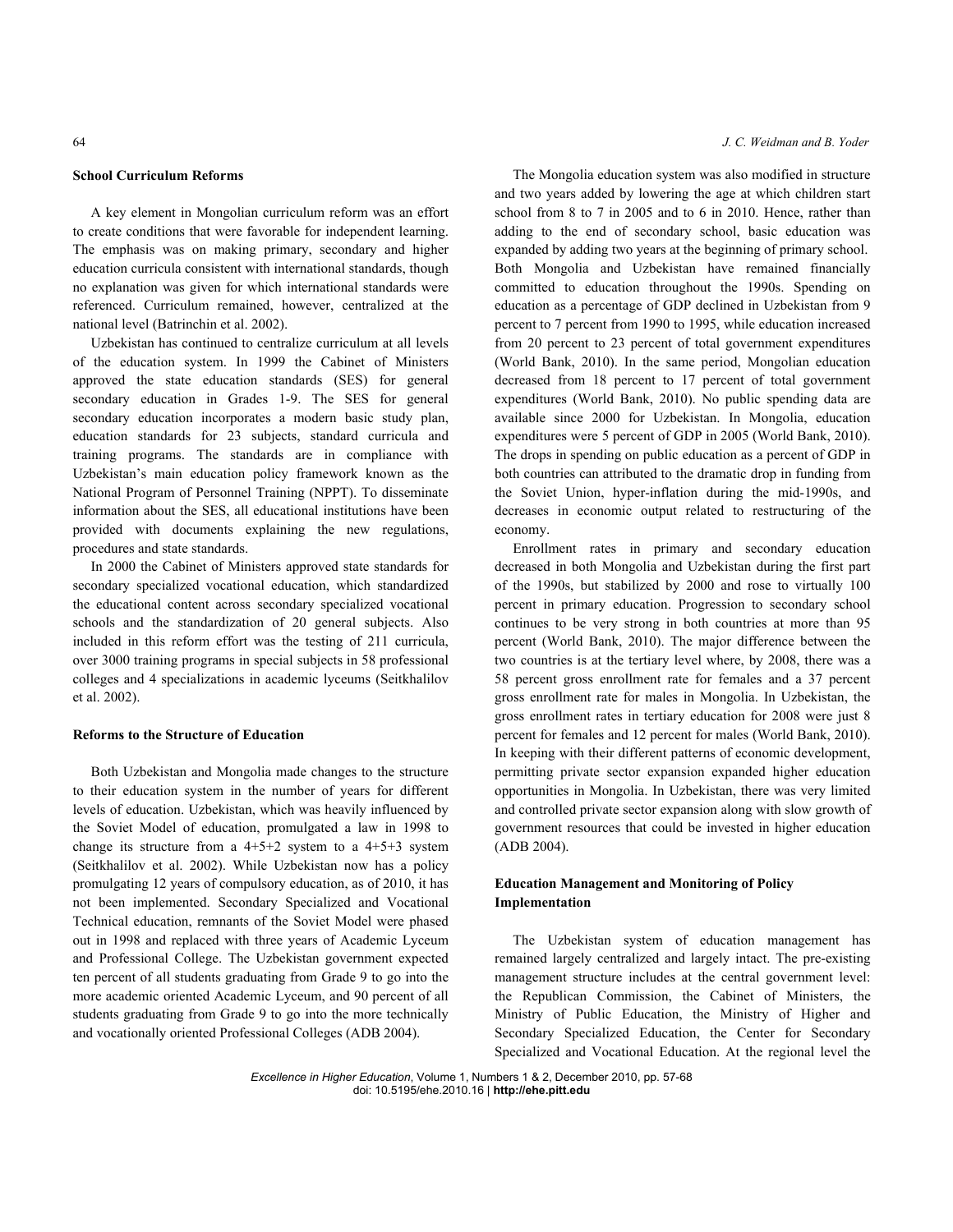### School Curriculum Reforms

A key element in Mongolian curriculum reform was an effort to create conditions that were favorable for independent learning. The emphasis was on making primary, secondary and higher education curricula consistent with international standards, though no explanation was given for which international standards were referenced. Curriculum remained, however, centralized at the national level (Batrinchin et al. 2002).

Uzbekistan has continued to centralize curriculum at all levels of the education system. In 1999 the Cabinet of Ministers approved the state education standards (SES) for general secondary education in Grades 1-9. The SES for general secondary education incorporates a modern basic study plan, education standards for 23 subjects, standard curricula and training programs. The standards are in compliance with Uzbekistan's main education policy framework known as the National Program of Personnel Training (NPPT). To disseminate information about the SES, all educational institutions have been provided with documents explaining the new regulations, procedures and state standards.

In 2000 the Cabinet of Ministers approved state standards for secondary specialized vocational education, which standardized the educational content across secondary specialized vocational schools and the standardization of 20 general subjects. Also included in this reform effort was the testing of 211 curricula, over 3000 training programs in special subjects in 58 professional colleges and 4 specializations in academic lyceums (Seitkhalilov et al. 2002).

### Reforms to the Structure of Education

Both Uzbekistan and Mongolia made changes to the structure to their education system in the number of years for different levels of education. Uzbekistan, which was heavily influenced by the Soviet Model of education, promulgated a law in 1998 to change its structure from a 4+5+2 system to a 4+5+3 system (Seitkhalilov et al. 2002). While Uzbekistan now has a policy promulgating 12 years of compulsory education, as of 2010, it has not been implemented. Secondary Specialized and Vocational Technical education, remnants of the Soviet Model were phased out in 1998 and replaced with three years of Academic Lyceum and Professional College. The Uzbekistan government expected ten percent of all students graduating from Grade 9 to go into the more academic oriented Academic Lyceum, and 90 percent of all students graduating from Grade 9 to go into the more technically and vocationally oriented Professional Colleges (ADB 2004).

The Mongolia education system was also modified in structure and two years added by lowering the age at which children start school from 8 to 7 in 2005 and to 6 in 2010. Hence, rather than adding to the end of secondary school, basic education was expanded by adding two years at the beginning of primary school. Both Mongolia and Uzbekistan have remained financially committed to education throughout the 1990s. Spending on education as a percentage of GDP declined in Uzbekistan from 9 percent to 7 percent from 1990 to 1995, while education increased from 20 percent to 23 percent of total government expenditures (World Bank, 2010). In the same period, Mongolian education decreased from 18 percent to 17 percent of total government expenditures (World Bank, 2010). No public spending data are available since 2000 for Uzbekistan. In Mongolia, education expenditures were 5 percent of GDP in 2005 (World Bank, 2010). The drops in spending on public education as a percent of GDP in both countries can attributed to the dramatic drop in funding from the Soviet Union, hyper-inflation during the mid-1990s, and decreases in economic output related to restructuring of the economy.

Enrollment rates in primary and secondary education decreased in both Mongolia and Uzbekistan during the first part of the 1990s, but stabilized by 2000 and rose to virtually 100 percent in primary education. Progression to secondary school continues to be very strong in both countries at more than 95 percent (World Bank, 2010). The major difference between the two countries is at the tertiary level where, by 2008, there was a 58 percent gross enrollment rate for females and a 37 percent gross enrollment rate for males in Mongolia. In Uzbekistan, the gross enrollment rates in tertiary education for 2008 were just 8 percent for females and 12 percent for males (World Bank, 2010). In keeping with their different patterns of economic development, permitting private sector expansion expanded higher education opportunities in Mongolia. In Uzbekistan, there was very limited and controlled private sector expansion along with slow growth of government resources that could be invested in higher education (ADB 2004).

### Education Management and Monitoring of Policy Implementation

The Uzbekistan system of education management has remained largely centralized and largely intact. The pre-existing management structure includes at the central government level: the Republican Commission, the Cabinet of Ministers, the Ministry of Public Education, the Ministry of Higher and Secondary Specialized Education, the Center for Secondary Specialized and Vocational Education. At the regional level the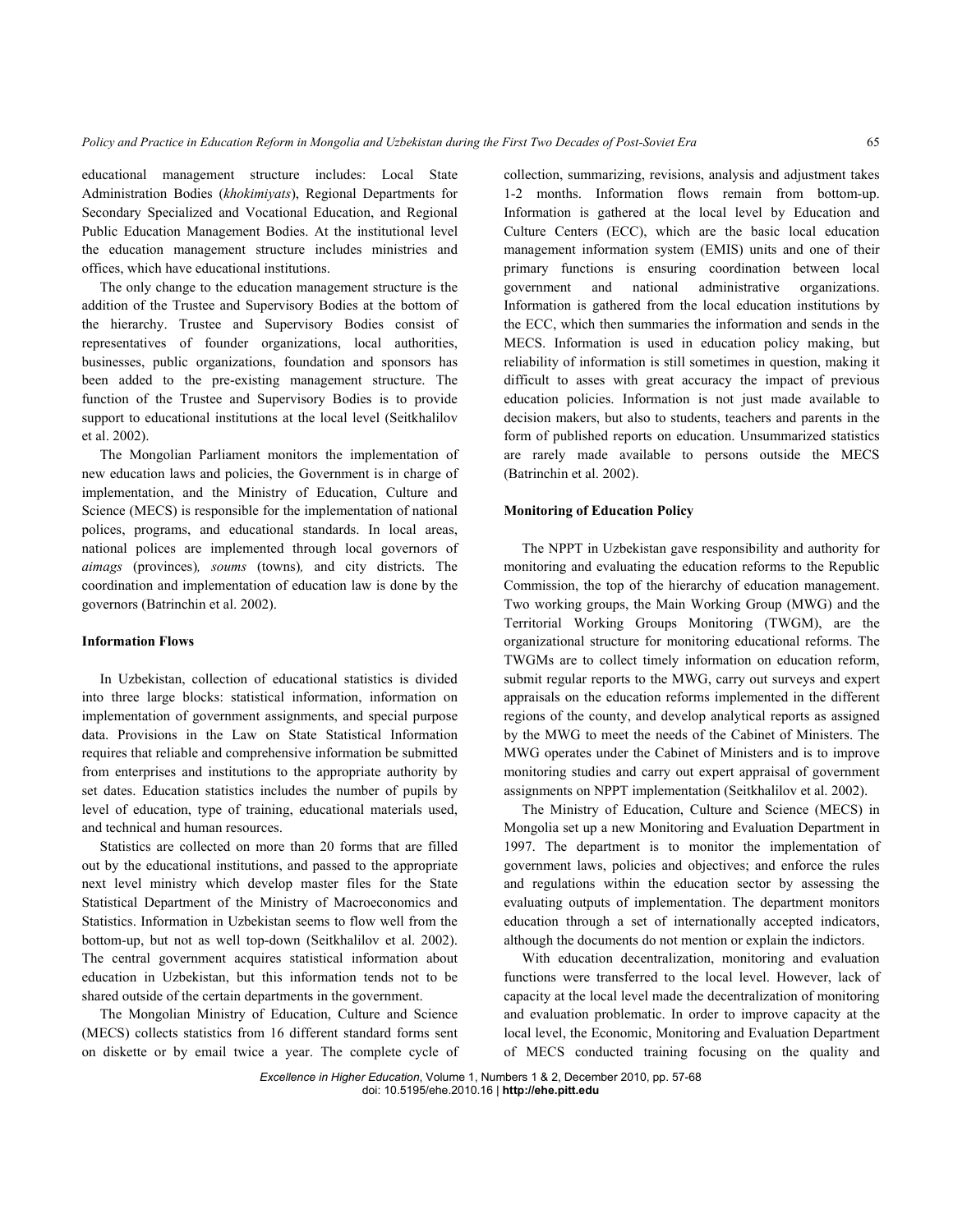educational management structure includes: Local State Administration Bodies (*khokimiyats*), Regional Departments for Secondary Specialized and Vocational Education, and Regional Public Education Management Bodies. At the institutional level the education management structure includes ministries and offices, which have educational institutions.

The only change to the education management structure is the addition of the Trustee and Supervisory Bodies at the bottom of the hierarchy. Trustee and Supervisory Bodies consist of representatives of founder organizations, local authorities, businesses, public organizations, foundation and sponsors has been added to the pre-existing management structure. The function of the Trustee and Supervisory Bodies is to provide support to educational institutions at the local level (Seitkhalilov et al. 2002).

The Mongolian Parliament monitors the implementation of new education laws and policies, the Government is in charge of implementation, and the Ministry of Education, Culture and Science (MECS) is responsible for the implementation of national polices, programs, and educational standards. In local areas, national polices are implemented through local governors of *aimags* (provinces)*, soums* (towns)*,* and city districts. The coordination and implementation of education law is done by the governors (Batrinchin et al. 2002).

**Information Flows**

In Uzbekistan, collection of educational statistics is divided into three large blocks: statistical information, information on implementation of government assignments, and special purpose data. Provisions in the Law on State Statistical Information requires that reliable and comprehensive information be submitted from enterprises and institutions to the appropriate authority by set dates. Education statistics includes the number of pupils by level of education, type of training, educational materials used, and technical and human resources.

Statistics are collected on more than 20 forms that are filled out by the educational institutions, and passed to the appropriate next level ministry which develop master files for the State Statistical Department of the Ministry of Macroeconomics and Statistics. Information in Uzbekistan seems to flow well from the bottom-up, but not as well top-down (Seitkhalilov et al. 2002). The central government acquires statistical information about education in Uzbekistan, but this information tends not to be shared outside of the certain departments in the government.

The Mongolian Ministry of Education, Culture and Science (MECS) collects statistics from 16 different standard forms sent on diskette or by email twice a year. The complete cycle of collection, summarizing, revisions, analysis and adjustment takes 1-2 months. Information flows remain from bottom-up. Information is gathered at the local level by Education and Culture Centers (ECC), which are the basic local education management information system (EMIS) units and one of their primary functions is ensuring coordination between local government and national administrative organizations. Information is gathered from the local education institutions by the ECC, which then summaries the information and sends in the MECS. Information is used in education policy making, but reliability of information is still sometimes in question, making it difficult to asses with great accuracy the impact of previous education policies. Information is not just made available to decision makers, but also to students, teachers and parents in the form of published reports on education. Unsummarized statistics are rarely made available to persons outside the MECS (Batrinchin et al. 2002).

**Monitoring of Education Policy**

The NPPT in Uzbekistan gave responsibility and authority for monitoring and evaluating the education reforms to the Republic Commission, the top of the hierarchy of education management. Two working groups, the Main Working Group (MWG) and the Territorial Working Groups Monitoring (TWGM), are the organizational structure for monitoring educational reforms. The TWGMs are to collect timely information on education reform, submit regular reports to the MWG, carry out surveys and expert appraisals on the education reforms implemented in the different regions of the county, and develop analytical reports as assigned by the MWG to meet the needs of the Cabinet of Ministers. The MWG operates under the Cabinet of Ministers and is to improve monitoring studies and carry out expert appraisal of government assignments on NPPT implementation (Seitkhalilov et al. 2002).

The Ministry of Education, Culture and Science (MECS) in Mongolia set up a new Monitoring and Evaluation Department in 1997. The department is to monitor the implementation of government laws, policies and objectives; and enforce the rules and regulations within the education sector by assessing the evaluating outputs of implementation. The department monitors education through a set of internationally accepted indicators, although the documents do not mention or explain the indictors.

With education decentralization, monitoring and evaluation functions were transferred to the local level. However, lack of capacity at the local level made the decentralization of monitoring and evaluation problematic. In order to improve capacity at the local level, the Economic, Monitoring and Evaluation Department of MECS conducted training focusing on the quality and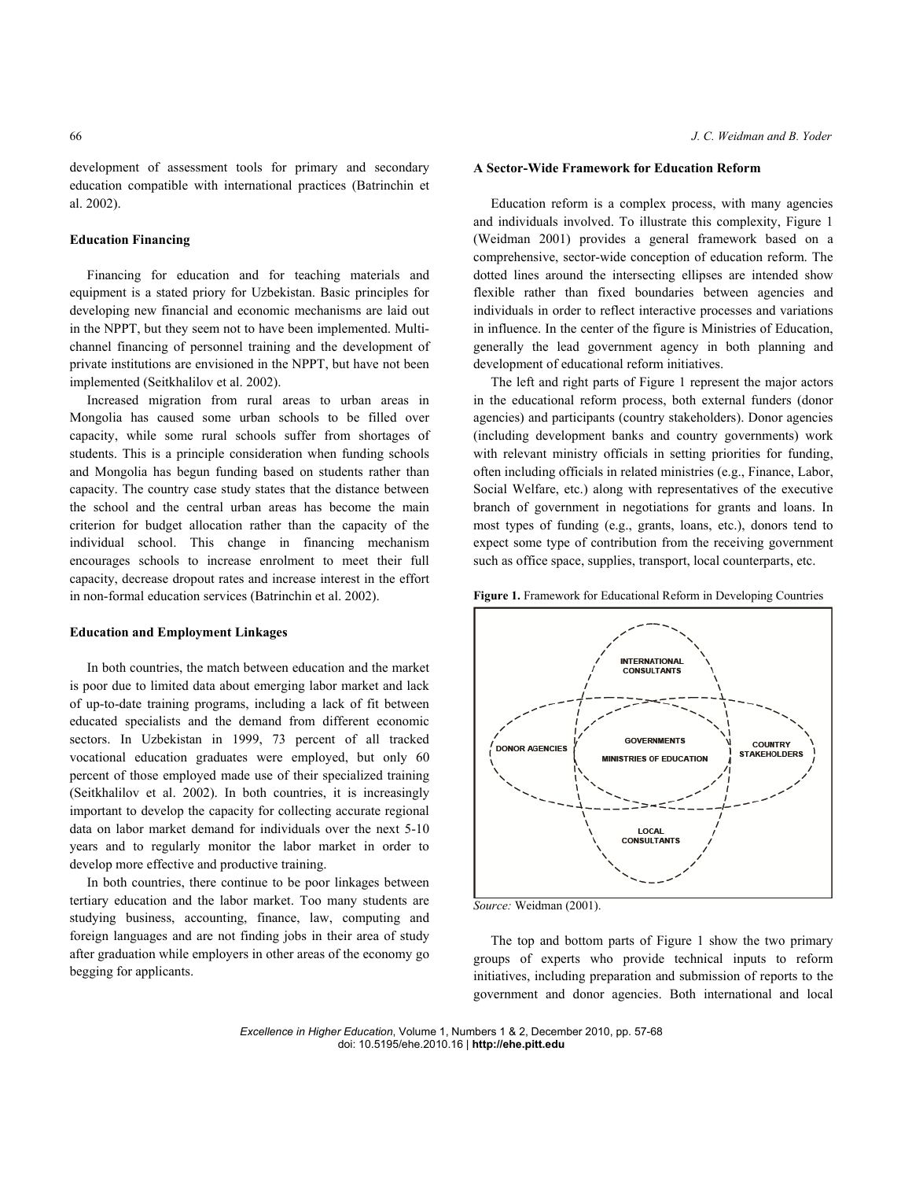development of assessment tools for primary and secondary education compatible with international practices (Batrinchin et al. 2002).

### Education Financing

Financing for education and for teaching materials and equipment is a stated priory for Uzbekistan. Basic principles for developing new financial and economic mechanisms are laid out in the NPPT, but they seem not to have been implemented. Multi-channel financing of personnel training and the development of private institutions are envisioned in the NPPT, but have not been implemented (Seitkhalilov et al. 2002).

Increased migration from rural areas to urban areas in Mongolia has caused some urban schools to be filled over capacity, while some rural schools suffer from shortages of students. This is a principle consideration when funding schools and Mongolia has begun funding based on students rather than capacity. The country case study states that the distance between the school and the central urban areas has become the main criterion for budget allocation rather than the capacity of the individual school. This change in financing mechanism encourages schools to increase enrolment to meet their full capacity, decrease dropout rates and increase interest in the effort in non-formal education services (Batrinchin et al. 2002).

### Education and Employment Linkages

In both countries, the match between education and the market is poor due to limited data about emerging labor market and lack of up-to-date training programs, including a lack of fit between educated specialists and the demand from different economic sectors. In Uzbekistan in 1999, 73 percent of all tracked vocational education graduates were employed, but only 60 percent of those employed made use of their specialized training (Seitkhalilov et al. 2002). In both countries, it is increasingly important to develop the capacity for collecting accurate regional data on labor market demand for individuals over the next 5-10 years and to regularly monitor the labor market in order to develop more effective and productive training.

In both countries, there continue to be poor linkages between tertiary education and the labor market. Too many students are studying business, accounting, finance, law, computing and foreign languages and are not finding jobs in their area of study after graduation while employers in other areas of the economy go begging for applicants.

### A Sector-Wide Framework for Education Reform

Education reform is a complex process, with many agencies and individuals involved. To illustrate this complexity, Figure 1 (Weidman 2001) provides a general framework based on a comprehensive, sector-wide conception of education reform. The dotted lines around the intersecting ellipses are intended show flexible rather than fixed boundaries between agencies and individuals in order to reflect interactive processes and variations in influence. In the center of the figure is Ministries of Education, generally the lead government agency in both planning and development of educational reform initiatives.

The left and right parts of Figure 1 represent the major actors in the educational reform process, both external funders (donor agencies) and participants (country stakeholders). Donor agencies (including development banks and country governments) work with relevant ministry officials in setting priorities for funding, often including officials in related ministries (e.g., Finance, Labor, Social Welfare, etc.) along with representatives of the executive branch of government in negotiations for grants and loans. In most types of funding (e.g., grants, loans, etc.), donors tend to expect some type of contribution from the receiving government such as office space, supplies, transport, local counterparts, etc.

**Figure 1.** Framework for Educational Reform in Developing Countries

INTERNATIONAL CONSULTANTS

DONOR AGENCIES — GOVERNMENTS / MINISTRIES OF EDUCATION — COUNTRY STAKEHOLDERS

LOCAL CONSULTANTS

*Source:* Weidman (2001).

The top and bottom parts of Figure 1 show the two primary groups of experts who provide technical inputs to reform initiatives, including preparation and submission of reports to the government and donor agencies. Both international and local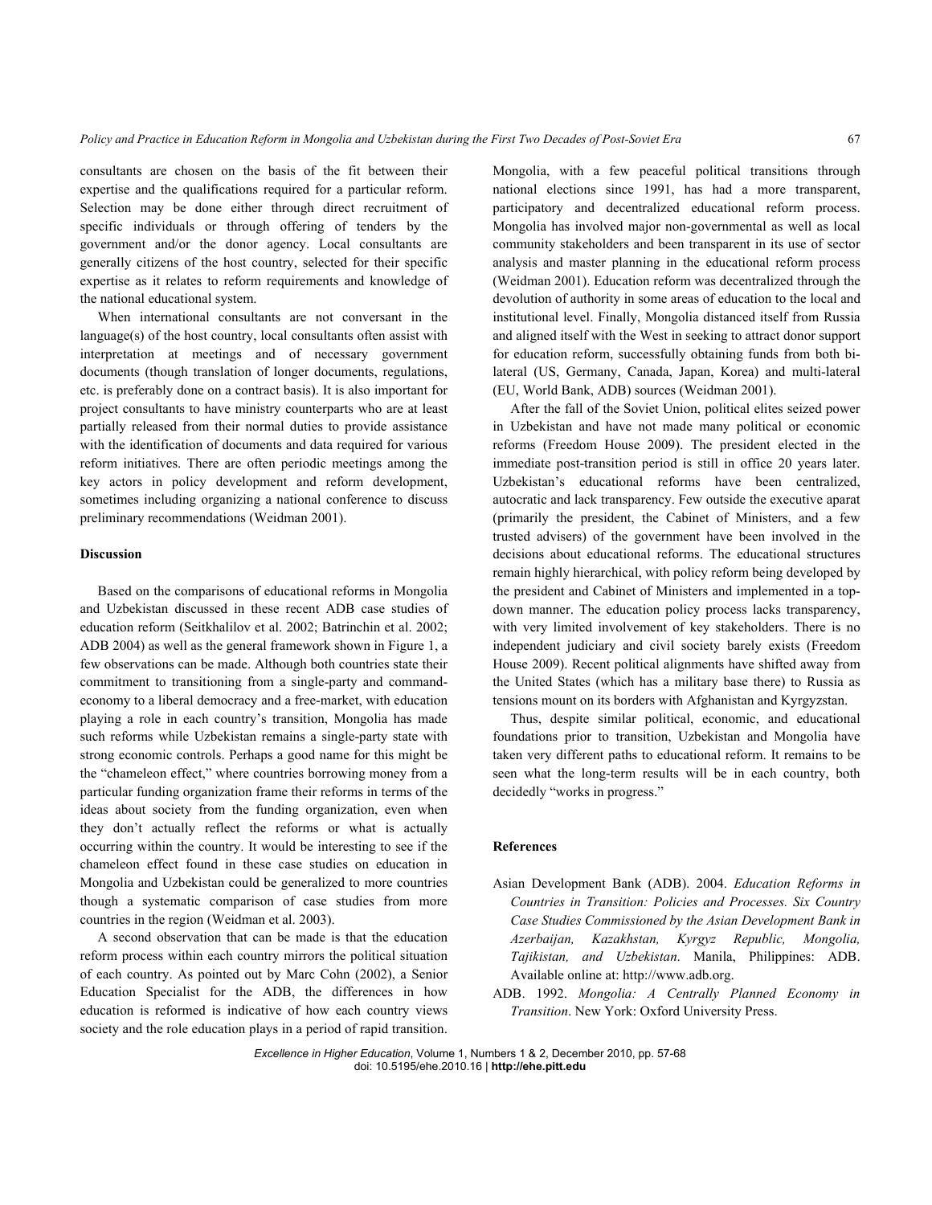consultants are chosen on the basis of the fit between their expertise and the qualifications required for a particular reform. Selection may be done either through direct recruitment of specific individuals or through offering of tenders by the government and/or the donor agency. Local consultants are generally citizens of the host country, selected for their specific expertise as it relates to reform requirements and knowledge of the national educational system.

When international consultants are not conversant in the language(s) of the host country, local consultants often assist with interpretation at meetings and of necessary government documents (though translation of longer documents, regulations, etc. is preferably done on a contract basis). It is also important for project consultants to have ministry counterparts who are at least partially released from their normal duties to provide assistance with the identification of documents and data required for various reform initiatives. There are often periodic meetings among the key actors in policy development and reform development, sometimes including organizing a national conference to discuss preliminary recommendations (Weidman 2001).

### Discussion

Based on the comparisons of educational reforms in Mongolia and Uzbekistan discussed in these recent ADB case studies of education reform (Seitkhalilov et al. 2002; Batrinchin et al. 2002; ADB 2004) as well as the general framework shown in Figure 1, a few observations can be made. Although both countries state their commitment to transitioning from a single-party and command-economy to a liberal democracy and a free-market, with education playing a role in each country's transition, Mongolia has made such reforms while Uzbekistan remains a single-party state with strong economic controls. Perhaps a good name for this might be the "chameleon effect," where countries borrowing money from a particular funding organization frame their reforms in terms of the ideas about society from the funding organization, even when they don't actually reflect the reforms or what is actually occurring within the country. It would be interesting to see if the chameleon effect found in these case studies on education in Mongolia and Uzbekistan could be generalized to more countries though a systematic comparison of case studies from more countries in the region (Weidman et al. 2003).

A second observation that can be made is that the education reform process within each country mirrors the political situation of each country. As pointed out by Marc Cohn (2002), a Senior Education Specialist for the ADB, the differences in how education is reformed is indicative of how each country views society and the role education plays in a period of rapid transition. Mongolia, with a few peaceful political transitions through national elections since 1991, has had a more transparent, participatory and decentralized educational reform process. Mongolia has involved major non-governmental as well as local community stakeholders and been transparent in its use of sector analysis and master planning in the educational reform process (Weidman 2001). Education reform was decentralized through the devolution of authority in some areas of education to the local and institutional level. Finally, Mongolia distanced itself from Russia and aligned itself with the West in seeking to attract donor support for education reform, successfully obtaining funds from both bi-lateral (US, Germany, Canada, Japan, Korea) and multi-lateral (EU, World Bank, ADB) sources (Weidman 2001).

After the fall of the Soviet Union, political elites seized power in Uzbekistan and have not made many political or economic reforms (Freedom House 2009). The president elected in the immediate post-transition period is still in office 20 years later. Uzbekistan's educational reforms have been centralized, autocratic and lack transparency. Few outside the executive aparat (primarily the president, the Cabinet of Ministers, and a few trusted advisers) of the government have been involved in the decisions about educational reforms. The educational structures remain highly hierarchical, with policy reform being developed by the president and Cabinet of Ministers and implemented in a top-down manner. The education policy process lacks transparency, with very limited involvement of key stakeholders. There is no independent judiciary and civil society barely exists (Freedom House 2009). Recent political alignments have shifted away from the United States (which has a military base there) to Russia as tensions mount on its borders with Afghanistan and Kyrgyzstan.

Thus, despite similar political, economic, and educational foundations prior to transition, Uzbekistan and Mongolia have taken very different paths to educational reform. It remains to be seen what the long-term results will be in each country, both decidedly "works in progress."

### References

Asian Development Bank (ADB). 2004. *Education Reforms in Countries in Transition: Policies and Processes. Six Country Case Studies Commissioned by the Asian Development Bank in Azerbaijan, Kazakhstan, Kyrgyz Republic, Mongolia, Tajikistan, and Uzbekistan*. Manila, Philippines: ADB. Available online at: http://www.adb.org.

ADB. 1992. *Mongolia: A Centrally Planned Economy in Transition*. New York: Oxford University Press.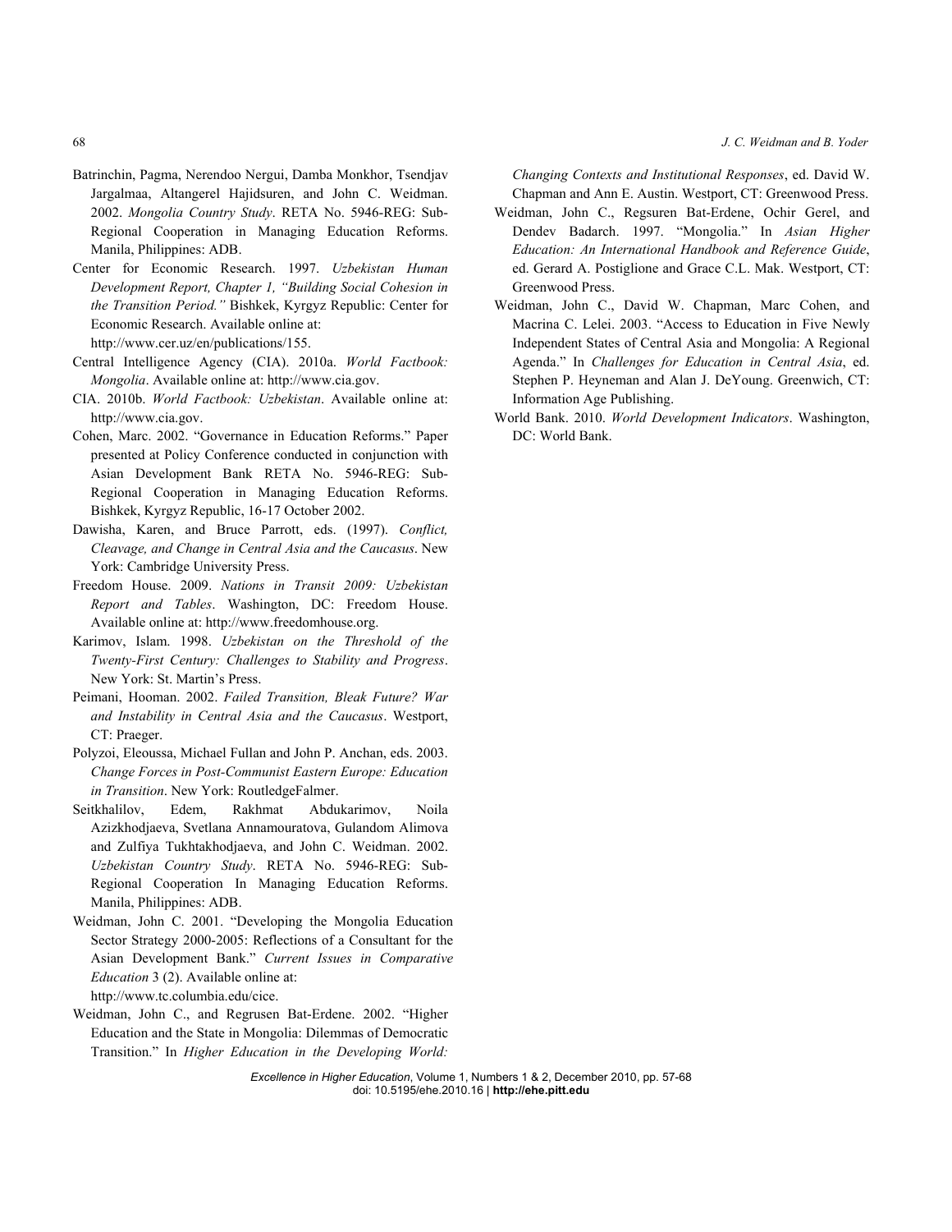Batrinchin, Pagma, Nerendoo Nergui, Damba Monkhor, Tsendjav Jargalmaa, Altangerel Hajidsuren, and John C. Weidman. 2002. *Mongolia Country Study*. RETA No. 5946-REG: Sub-Regional Cooperation in Managing Education Reforms. Manila, Philippines: ADB.

Center for Economic Research. 1997. *Uzbekistan Human Development Report, Chapter 1, "Building Social Cohesion in the Transition Period."* Bishkek, Kyrgyz Republic: Center for Economic Research. Available online at: http://www.cer.uz/en/publications/155.

Central Intelligence Agency (CIA). 2010a. *World Factbook: Mongolia*. Available online at: http://www.cia.gov.

CIA. 2010b. *World Factbook: Uzbekistan*. Available online at: http://www.cia.gov.

Cohen, Marc. 2002. "Governance in Education Reforms." Paper presented at Policy Conference conducted in conjunction with Asian Development Bank RETA No. 5946-REG: Sub-Regional Cooperation in Managing Education Reforms. Bishkek, Kyrgyz Republic, 16-17 October 2002.

Dawisha, Karen, and Bruce Parrott, eds. (1997). *Conflict, Cleavage, and Change in Central Asia and the Caucasus*. New York: Cambridge University Press.

Freedom House. 2009. *Nations in Transit 2009: Uzbekistan Report and Tables*. Washington, DC: Freedom House. Available online at: http://www.freedomhouse.org.

Karimov, Islam. 1998. *Uzbekistan on the Threshold of the Twenty-First Century: Challenges to Stability and Progress*. New York: St. Martin's Press.

Peimani, Hooman. 2002. *Failed Transition, Bleak Future? War and Instability in Central Asia and the Caucasus*. Westport, CT: Praeger.

Polyzoi, Eleoussa, Michael Fullan and John P. Anchan, eds. 2003. *Change Forces in Post-Communist Eastern Europe: Education in Transition*. New York: RoutledgeFalmer.

Seitkhalilov, Edem, Rakhmat Abdukarimov, Noila Azizkhodjaeva, Svetlana Annamouratova, Gulandom Alimova and Zulfiya Tukhtakhodjaeva, and John C. Weidman. 2002. *Uzbekistan Country Study*. RETA No. 5946-REG: Sub-Regional Cooperation In Managing Education Reforms. Manila, Philippines: ADB.

Weidman, John C. 2001. "Developing the Mongolia Education Sector Strategy 2000-2005: Reflections of a Consultant for the Asian Development Bank." *Current Issues in Comparative Education* 3 (2). Available online at: http://www.tc.columbia.edu/cice.

Weidman, John C., and Regrusen Bat-Erdene. 2002. "Higher Education and the State in Mongolia: Dilemmas of Democratic Transition." In *Higher Education in the Developing World: Changing Contexts and Institutional Responses*, ed. David W. Chapman and Ann E. Austin. Westport, CT: Greenwood Press.

Weidman, John C., Regsuren Bat-Erdene, Ochir Gerel, and Dendev Badarch. 1997. "Mongolia." In *Asian Higher Education: An International Handbook and Reference Guide*, ed. Gerard A. Postiglione and Grace C.L. Mak. Westport, CT: Greenwood Press.

Weidman, John C., David W. Chapman, Marc Cohen, and Macrina C. Lelei. 2003. "Access to Education in Five Newly Independent States of Central Asia and Mongolia: A Regional Agenda." In *Challenges for Education in Central Asia*, ed. Stephen P. Heyneman and Alan J. DeYoung. Greenwich, CT: Information Age Publishing.

World Bank. 2010. *World Development Indicators*. Washington, DC: World Bank.